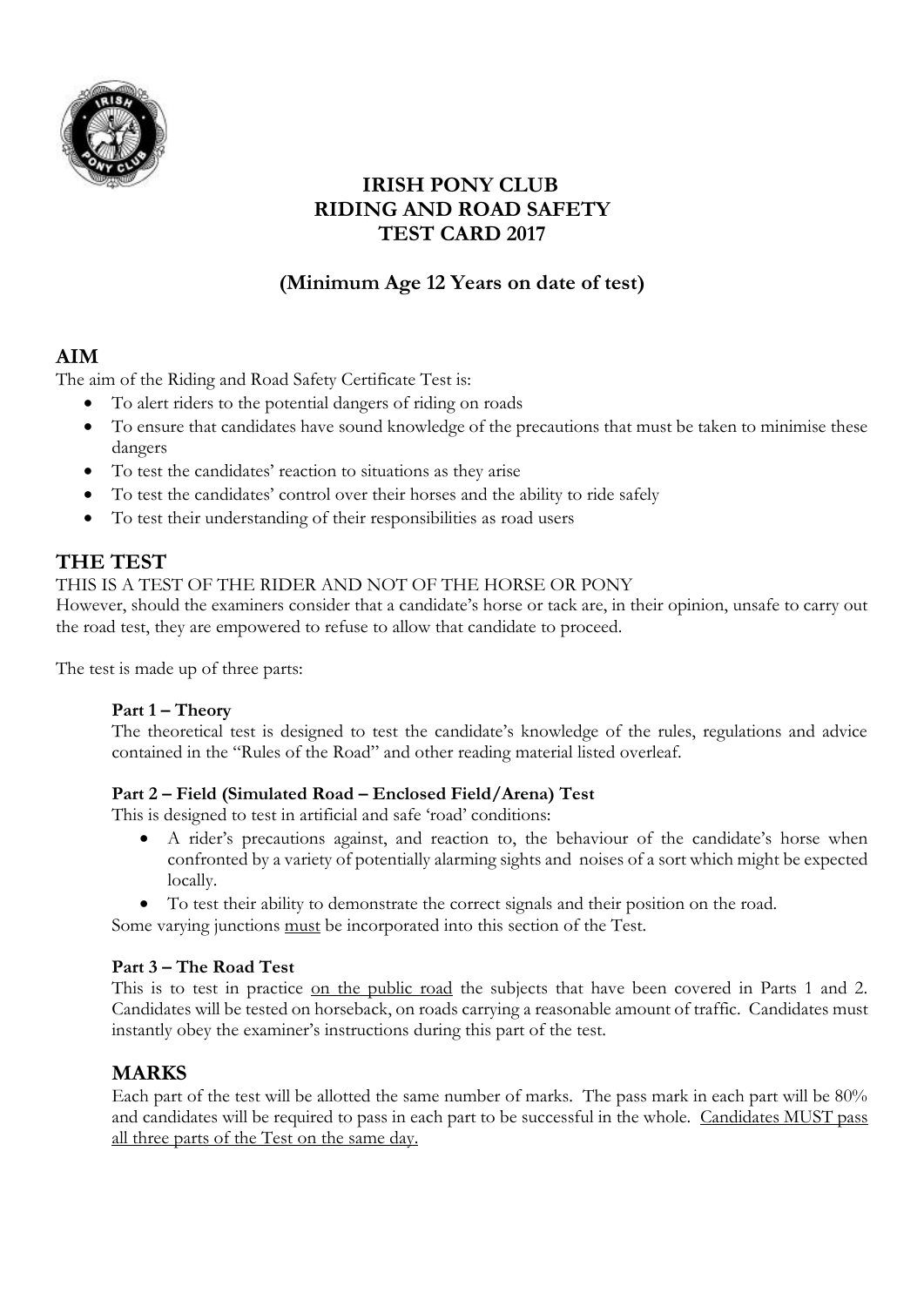# IRISH PONY CLUB
# RIDING AND ROAD SAFETY
# TEST CARD 2017

### (Minimum Age 12 Years on date of test)

## AIM

The aim of the Riding and Road Safety Certificate Test is:

- To alert riders to the potential dangers of riding on roads
- To ensure that candidates have sound knowledge of the precautions that must be taken to minimise these dangers
- To test the candidates' reaction to situations as they arise
- To test the candidates' control over their horses and the ability to ride safely
- To test their understanding of their responsibilities as road users

## THE TEST

THIS IS A TEST OF THE RIDER AND NOT OF THE HORSE OR PONY

However, should the examiners consider that a candidate's horse or tack are, in their opinion, unsafe to carry out the road test, they are empowered to refuse to allow that candidate to proceed.

The test is made up of three parts:

**Part 1 – Theory**

The theoretical test is designed to test the candidate's knowledge of the rules, regulations and advice contained in the "Rules of the Road" and other reading material listed overleaf.

**Part 2 – Field (Simulated Road – Enclosed Field/Arena) Test**

This is designed to test in artificial and safe 'road' conditions:

- A rider's precautions against, and reaction to, the behaviour of the candidate's horse when confronted by a variety of potentially alarming sights and noises of a sort which might be expected locally.
- To test their ability to demonstrate the correct signals and their position on the road.

Some varying junctions <u>must</u> be incorporated into this section of the Test.

**Part 3 – The Road Test**

This is to test in practice <u>on the public road</u> the subjects that have been covered in Parts 1 and 2. Candidates will be tested on horseback, on roads carrying a reasonable amount of traffic. Candidates must instantly obey the examiner's instructions during this part of the test.

## MARKS

Each part of the test will be allotted the same number of marks. The pass mark in each part will be 80% and candidates will be required to pass in each part to be successful in the whole. <u>Candidates MUST pass all three parts of the Test on the same day.</u>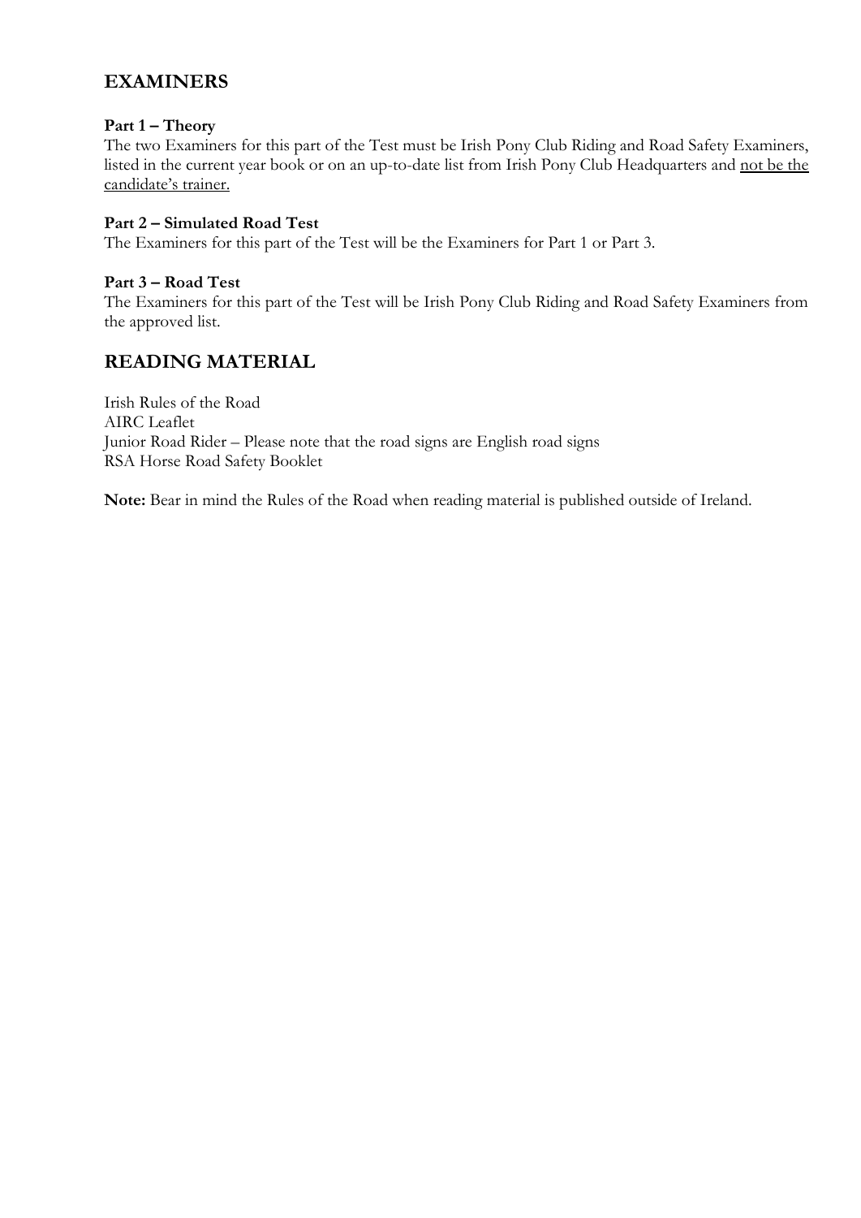## EXAMINERS

**Part 1 – Theory**

The two Examiners for this part of the Test must be Irish Pony Club Riding and Road Safety Examiners, listed in the current year book or on an up-to-date list from Irish Pony Club Headquarters and <u>not be the candidate's trainer.</u>

**Part 2 – Simulated Road Test**

The Examiners for this part of the Test will be the Examiners for Part 1 or Part 3.

**Part 3 – Road Test**

The Examiners for this part of the Test will be Irish Pony Club Riding and Road Safety Examiners from the approved list.

## READING MATERIAL

Irish Rules of the Road
AIRC Leaflet
Junior Road Rider – Please note that the road signs are English road signs
RSA Horse Road Safety Booklet

**Note:** Bear in mind the Rules of the Road when reading material is published outside of Ireland.